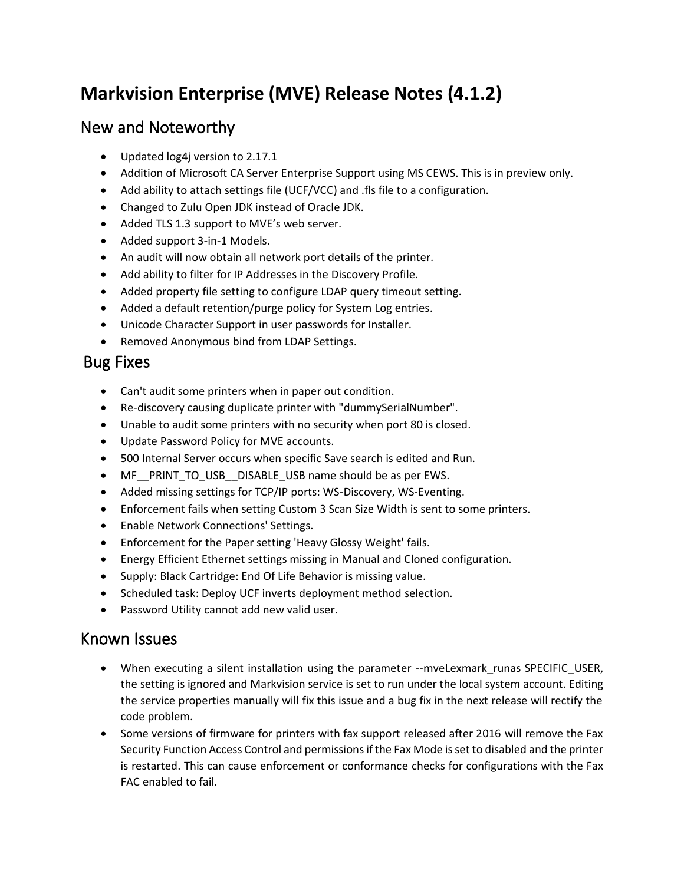# Markvision Enterprise (MVE) Release Notes (4.1.2)

## New and Noteworthy

- Updated log4j version to 2.17.1
- Addition of Microsoft CA Server Enterprise Support using MS CEWS. This is in preview only.
- Add ability to attach settings file (UCF/VCC) and .fls file to a configuration.
- Changed to Zulu Open JDK instead of Oracle JDK.
- Added TLS 1.3 support to MVE's web server.
- Added support 3-in-1 Models.
- An audit will now obtain all network port details of the printer.
- Add ability to filter for IP Addresses in the Discovery Profile.
- Added property file setting to configure LDAP query timeout setting.
- Added a default retention/purge policy for System Log entries.
- Unicode Character Support in user passwords for Installer.
- Removed Anonymous bind from LDAP Settings.

## Bug Fixes

- Can't audit some printers when in paper out condition.
- Re-discovery causing duplicate printer with "dummySerialNumber".
- Unable to audit some printers with no security when port 80 is closed.
- Update Password Policy for MVE accounts.
- 500 Internal Server occurs when specific Save search is edited and Run.
- MF__PRINT_TO_USB__DISABLE_USB name should be as per EWS.
- Added missing settings for TCP/IP ports: WS-Discovery, WS-Eventing.
- Enforcement fails when setting Custom 3 Scan Size Width is sent to some printers.
- Enable Network Connections' Settings.
- Enforcement for the Paper setting 'Heavy Glossy Weight' fails.
- Energy Efficient Ethernet settings missing in Manual and Cloned configuration.
- Supply: Black Cartridge: End Of Life Behavior is missing value.
- Scheduled task: Deploy UCF inverts deployment method selection.
- Password Utility cannot add new valid user.

## Known Issues

- When executing a silent installation using the parameter --mveLexmark_runas SPECIFIC_USER, the setting is ignored and Markvision service is set to run under the local system account. Editing the service properties manually will fix this issue and a bug fix in the next release will rectify the code problem.
- Some versions of firmware for printers with fax support released after 2016 will remove the Fax Security Function Access Control and permissions if the Fax Mode is set to disabled and the printer is restarted. This can cause enforcement or conformance checks for configurations with the Fax FAC enabled to fail.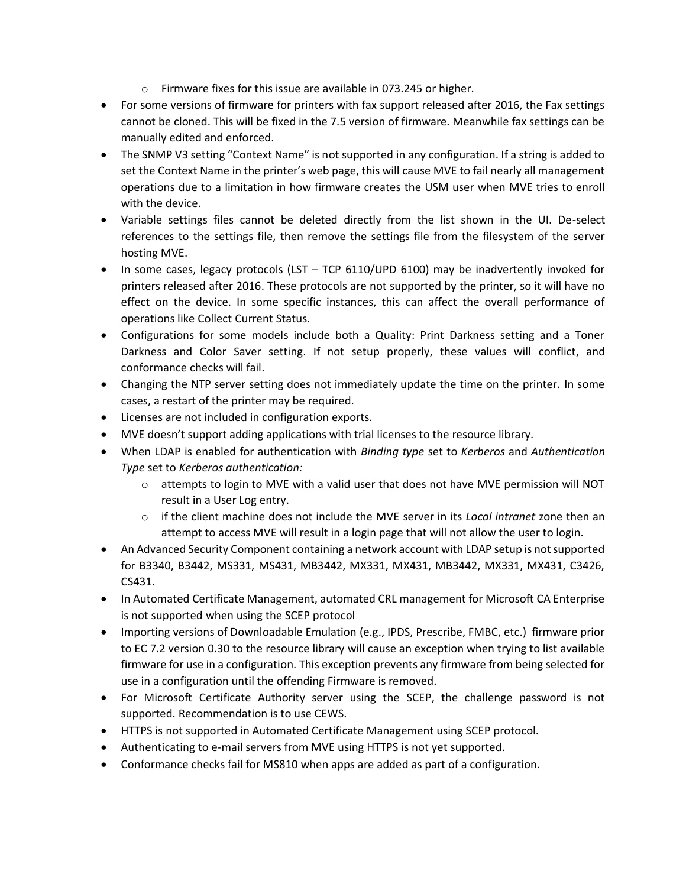- Firmware fixes for this issue are available in 073.245 or higher.
- For some versions of firmware for printers with fax support released after 2016, the Fax settings cannot be cloned. This will be fixed in the 7.5 version of firmware. Meanwhile fax settings can be manually edited and enforced.
- The SNMP V3 setting "Context Name" is not supported in any configuration. If a string is added to set the Context Name in the printer's web page, this will cause MVE to fail nearly all management operations due to a limitation in how firmware creates the USM user when MVE tries to enroll with the device.
- Variable settings files cannot be deleted directly from the list shown in the UI. De-select references to the settings file, then remove the settings file from the filesystem of the server hosting MVE.
- In some cases, legacy protocols (LST – TCP 6110/UPD 6100) may be inadvertently invoked for printers released after 2016. These protocols are not supported by the printer, so it will have no effect on the device. In some specific instances, this can affect the overall performance of operations like Collect Current Status.
- Configurations for some models include both a Quality: Print Darkness setting and a Toner Darkness and Color Saver setting. If not setup properly, these values will conflict, and conformance checks will fail.
- Changing the NTP server setting does not immediately update the time on the printer. In some cases, a restart of the printer may be required.
- Licenses are not included in configuration exports.
- MVE doesn't support adding applications with trial licenses to the resource library.
- When LDAP is enabled for authentication with *Binding type* set to *Kerberos* and *Authentication Type* set to *Kerberos authentication:*
    - attempts to login to MVE with a valid user that does not have MVE permission will NOT result in a User Log entry.
    - if the client machine does not include the MVE server in its *Local intranet* zone then an attempt to access MVE will result in a login page that will not allow the user to login.
- An Advanced Security Component containing a network account with LDAP setup is not supported for B3340, B3442, MS331, MS431, MB3442, MX331, MX431, MB3442, MX331, MX431, C3426, CS431.
- In Automated Certificate Management, automated CRL management for Microsoft CA Enterprise is not supported when using the SCEP protocol
- Importing versions of Downloadable Emulation (e.g., IPDS, Prescribe, FMBC, etc.) firmware prior to EC 7.2 version 0.30 to the resource library will cause an exception when trying to list available firmware for use in a configuration. This exception prevents any firmware from being selected for use in a configuration until the offending Firmware is removed.
- For Microsoft Certificate Authority server using the SCEP, the challenge password is not supported. Recommendation is to use CEWS.
- HTTPS is not supported in Automated Certificate Management using SCEP protocol.
- Authenticating to e-mail servers from MVE using HTTPS is not yet supported.
- Conformance checks fail for MS810 when apps are added as part of a configuration.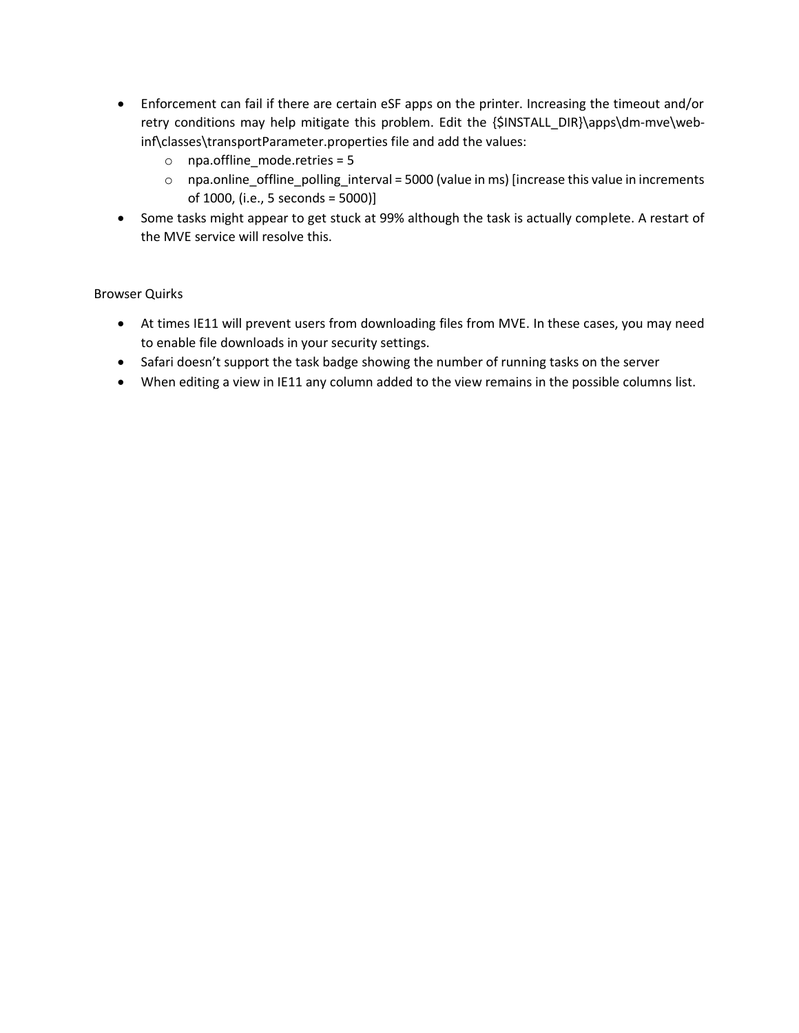- Enforcement can fail if there are certain eSF apps on the printer. Increasing the timeout and/or retry conditions may help mitigate this problem. Edit the {$INSTALL_DIR}\apps\dm-mve\web-inf\classes\transportParameter.properties file and add the values:
  - npa.offline_mode.retries = 5
  - npa.online_offline_polling_interval = 5000 (value in ms) [increase this value in increments of 1000, (i.e., 5 seconds = 5000)]
- Some tasks might appear to get stuck at 99% although the task is actually complete. A restart of the MVE service will resolve this.

Browser Quirks

- At times IE11 will prevent users from downloading files from MVE. In these cases, you may need to enable file downloads in your security settings.
- Safari doesn't support the task badge showing the number of running tasks on the server
- When editing a view in IE11 any column added to the view remains in the possible columns list.